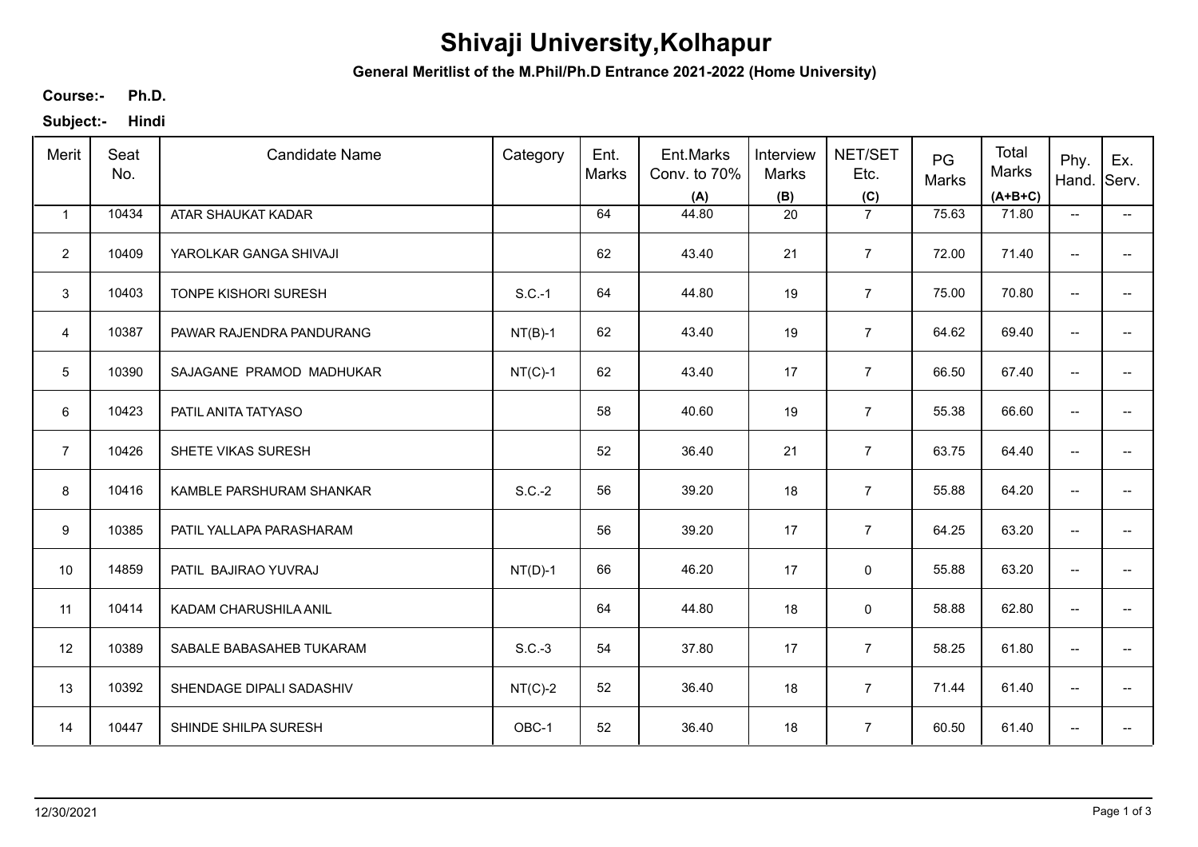# Shivaji University,Kolhapur

**General Meritlist of the M.Phil/Ph.D Entrance 2021-2022 (Home University)**

**Course:-** **Ph.D.**

**Subject:-** **Hindi**

| Merit | Seat No. | Candidate Name | Category | Ent. Marks | Ent.Marks Conv. to 70% (A) | Interview Marks (B) | NET/SET Etc. (C) | PG Marks | Total Marks (A+B+C) | Phy. Hand. | Ex. Serv. |
|---|---|---|---|---|---|---|---|---|---|---|---|
| 1 | 10434 | ATAR SHAUKAT KADAR | | 64 | 44.80 | 20 | 7 | 75.63 | 71.80 | -- | -- |
| 2 | 10409 | YAROLKAR GANGA SHIVAJI | | 62 | 43.40 | 21 | 7 | 72.00 | 71.40 | -- | -- |
| 3 | 10403 | TONPE KISHORI SURESH | S.C.-1 | 64 | 44.80 | 19 | 7 | 75.00 | 70.80 | -- | -- |
| 4 | 10387 | PAWAR RAJENDRA PANDURANG | NT(B)-1 | 62 | 43.40 | 19 | 7 | 64.62 | 69.40 | -- | -- |
| 5 | 10390 | SAJAGANE PRAMOD MADHUKAR | NT(C)-1 | 62 | 43.40 | 17 | 7 | 66.50 | 67.40 | -- | -- |
| 6 | 10423 | PATIL ANITA TATYASO | | 58 | 40.60 | 19 | 7 | 55.38 | 66.60 | -- | -- |
| 7 | 10426 | SHETE VIKAS SURESH | | 52 | 36.40 | 21 | 7 | 63.75 | 64.40 | -- | -- |
| 8 | 10416 | KAMBLE PARSHURAM SHANKAR | S.C.-2 | 56 | 39.20 | 18 | 7 | 55.88 | 64.20 | -- | -- |
| 9 | 10385 | PATIL YALLAPA PARASHARAM | | 56 | 39.20 | 17 | 7 | 64.25 | 63.20 | -- | -- |
| 10 | 14859 | PATIL BAJIRAO YUVRAJ | NT(D)-1 | 66 | 46.20 | 17 | 0 | 55.88 | 63.20 | -- | -- |
| 11 | 10414 | KADAM CHARUSHILA ANIL | | 64 | 44.80 | 18 | 0 | 58.88 | 62.80 | -- | -- |
| 12 | 10389 | SABALE BABASAHEB TUKARAM | S.C.-3 | 54 | 37.80 | 17 | 7 | 58.25 | 61.80 | -- | -- |
| 13 | 10392 | SHENDAGE DIPALI SADASHIV | NT(C)-2 | 52 | 36.40 | 18 | 7 | 71.44 | 61.40 | -- | -- |
| 14 | 10447 | SHINDE SHILPA SURESH | OBC-1 | 52 | 36.40 | 18 | 7 | 60.50 | 61.40 | -- | -- |

12/30/2021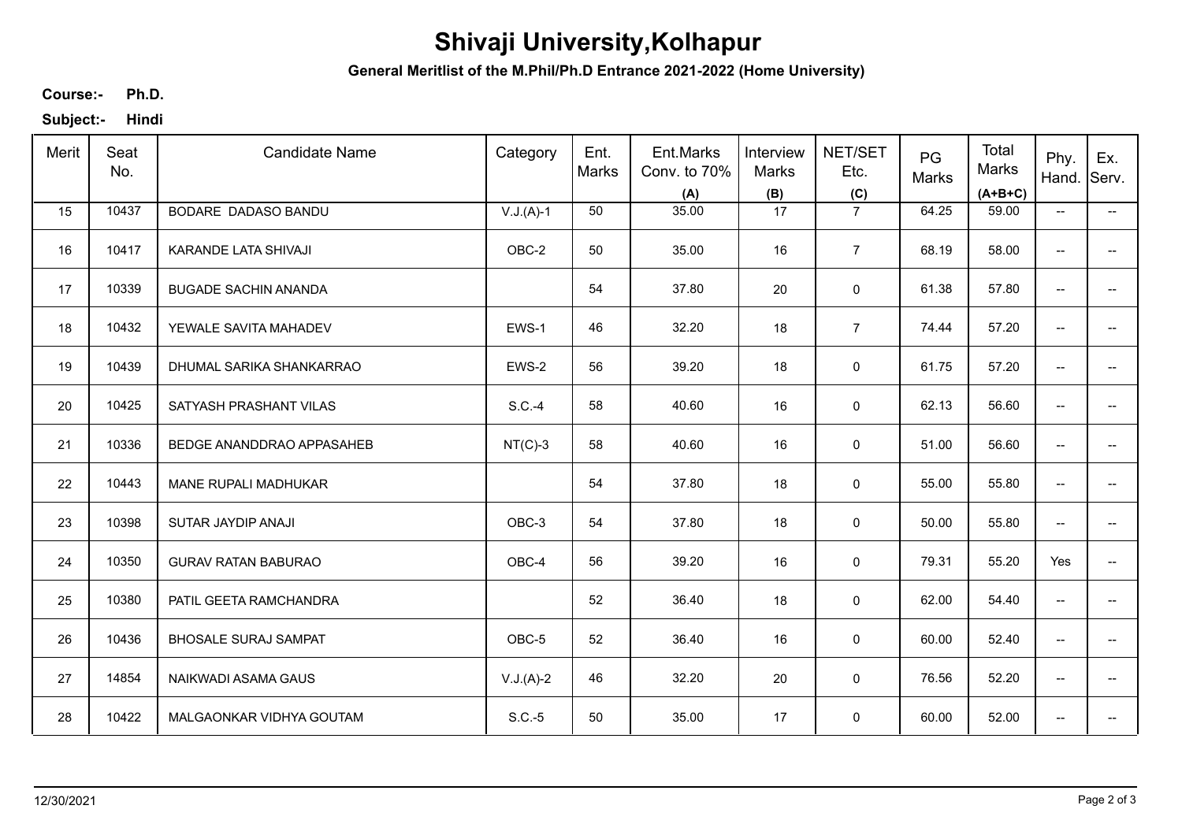# Shivaji University,Kolhapur

**General Meritlist of the M.Phil/Ph.D Entrance 2021-2022 (Home University)**

**Course:-** **Ph.D.**

**Subject:-** **Hindi**

| Merit | Seat No. | Candidate Name | Category | Ent. Marks | Ent.Marks Conv. to 70% (A) | Interview Marks (B) | NET/SET Etc. (C) | PG Marks | Total Marks (A+B+C) | Phy. Hand. | Ex. Serv. |
|---|---|---|---|---|---|---|---|---|---|---|---|
| 15 | 10437 | BODARE DADASO BANDU | V.J.(A)-1 | 50 | 35.00 | 17 | 7 | 64.25 | 59.00 | -- | -- |
| 16 | 10417 | KARANDE LATA SHIVAJI | OBC-2 | 50 | 35.00 | 16 | 7 | 68.19 | 58.00 | -- | -- |
| 17 | 10339 | BUGADE SACHIN ANANDA | | 54 | 37.80 | 20 | 0 | 61.38 | 57.80 | -- | -- |
| 18 | 10432 | YEWALE SAVITA MAHADEV | EWS-1 | 46 | 32.20 | 18 | 7 | 74.44 | 57.20 | -- | -- |
| 19 | 10439 | DHUMAL SARIKA SHANKARRAO | EWS-2 | 56 | 39.20 | 18 | 0 | 61.75 | 57.20 | -- | -- |
| 20 | 10425 | SATYASH PRASHANT VILAS | S.C.-4 | 58 | 40.60 | 16 | 0 | 62.13 | 56.60 | -- | -- |
| 21 | 10336 | BEDGE ANANDDRAO APPASAHEB | NT(C)-3 | 58 | 40.60 | 16 | 0 | 51.00 | 56.60 | -- | -- |
| 22 | 10443 | MANE RUPALI MADHUKAR | | 54 | 37.80 | 18 | 0 | 55.00 | 55.80 | -- | -- |
| 23 | 10398 | SUTAR JAYDIP ANAJI | OBC-3 | 54 | 37.80 | 18 | 0 | 50.00 | 55.80 | -- | -- |
| 24 | 10350 | GURAV RATAN BABURAO | OBC-4 | 56 | 39.20 | 16 | 0 | 79.31 | 55.20 | Yes | -- |
| 25 | 10380 | PATIL GEETA RAMCHANDRA | | 52 | 36.40 | 18 | 0 | 62.00 | 54.40 | -- | -- |
| 26 | 10436 | BHOSALE SURAJ SAMPAT | OBC-5 | 52 | 36.40 | 16 | 0 | 60.00 | 52.40 | -- | -- |
| 27 | 14854 | NAIKWADI ASAMA GAUS | V.J.(A)-2 | 46 | 32.20 | 20 | 0 | 76.56 | 52.20 | -- | -- |
| 28 | 10422 | MALGAONKAR VIDHYA GOUTAM | S.C.-5 | 50 | 35.00 | 17 | 0 | 60.00 | 52.00 | -- | -- |

12/30/2021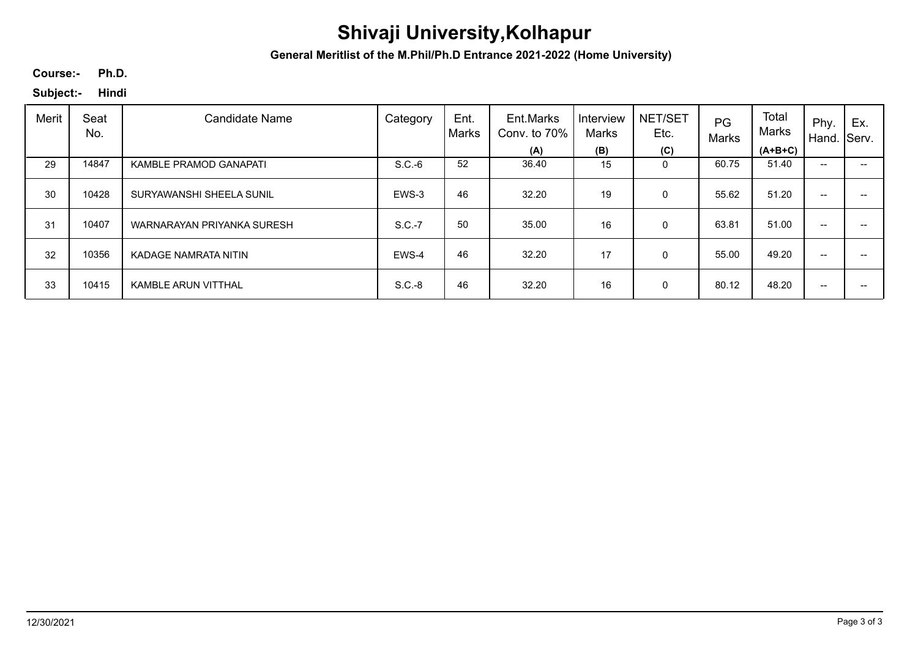# Shivaji University,Kolhapur

**General Meritlist of the M.Phil/Ph.D Entrance 2021-2022 (Home University)**

**Course:-** **Ph.D.**

**Subject:-** **Hindi**

| Merit | Seat No. | Candidate Name | Category | Ent. Marks | Ent.Marks Conv. to 70% (A) | Interview Marks (B) | NET/SET Etc. (C) | PG Marks | Total Marks (A+B+C) | Phy. Hand. | Ex. Serv. |
|---|---|---|---|---|---|---|---|---|---|---|---|
| 29 | 14847 | KAMBLE PRAMOD GANAPATI | S.C.-6 | 52 | 36.40 | 15 | 0 | 60.75 | 51.40 | -- | -- |
| 30 | 10428 | SURYAWANSHI SHEELA SUNIL | EWS-3 | 46 | 32.20 | 19 | 0 | 55.62 | 51.20 | -- | -- |
| 31 | 10407 | WARNARAYAN PRIYANKA SURESH | S.C.-7 | 50 | 35.00 | 16 | 0 | 63.81 | 51.00 | -- | -- |
| 32 | 10356 | KADAGE NAMRATA NITIN | EWS-4 | 46 | 32.20 | 17 | 0 | 55.00 | 49.20 | -- | -- |
| 33 | 10415 | KAMBLE ARUN VITTHAL | S.C.-8 | 46 | 32.20 | 16 | 0 | 80.12 | 48.20 | -- | -- |

12/30/2021